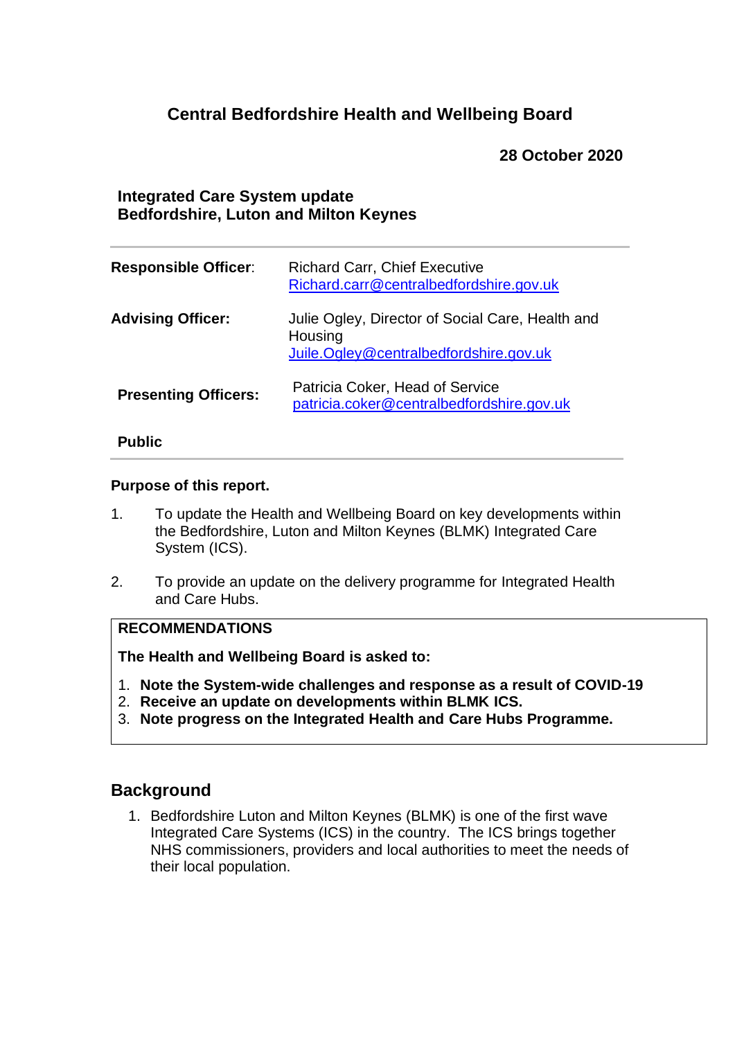# Central Bedfordshire Health and Wellbeing Board

**28 October 2020**

## Integrated Care System update
## Bedfordshire, Luton and Milton Keynes

| | |
|---|---|
| **Responsible Officer**: | Richard Carr, Chief Executive<br>Richard.carr@centralbedfordshire.gov.uk |
| **Advising Officer:** | Julie Ogley, Director of Social Care, Health and Housing<br>Juile.Ogley@centralbedfordshire.gov.uk |
| **Presenting Officers:** | Patricia Coker, Head of Service<br>patricia.coker@centralbedfordshire.gov.uk |

**Public**

**Purpose of this report.**

1. To update the Health and Wellbeing Board on key developments within the Bedfordshire, Luton and Milton Keynes (BLMK) Integrated Care System (ICS).

2. To provide an update on the delivery programme for Integrated Health and Care Hubs.

**RECOMMENDATIONS**

**The Health and Wellbeing Board is asked to:**

1. **Note the System-wide challenges and response as a result of COVID-19**
2. **Receive an update on developments within BLMK ICS.**
3. **Note progress on the Integrated Health and Care Hubs Programme.**

## Background

1. Bedfordshire Luton and Milton Keynes (BLMK) is one of the first wave Integrated Care Systems (ICS) in the country. The ICS brings together NHS commissioners, providers and local authorities to meet the needs of their local population.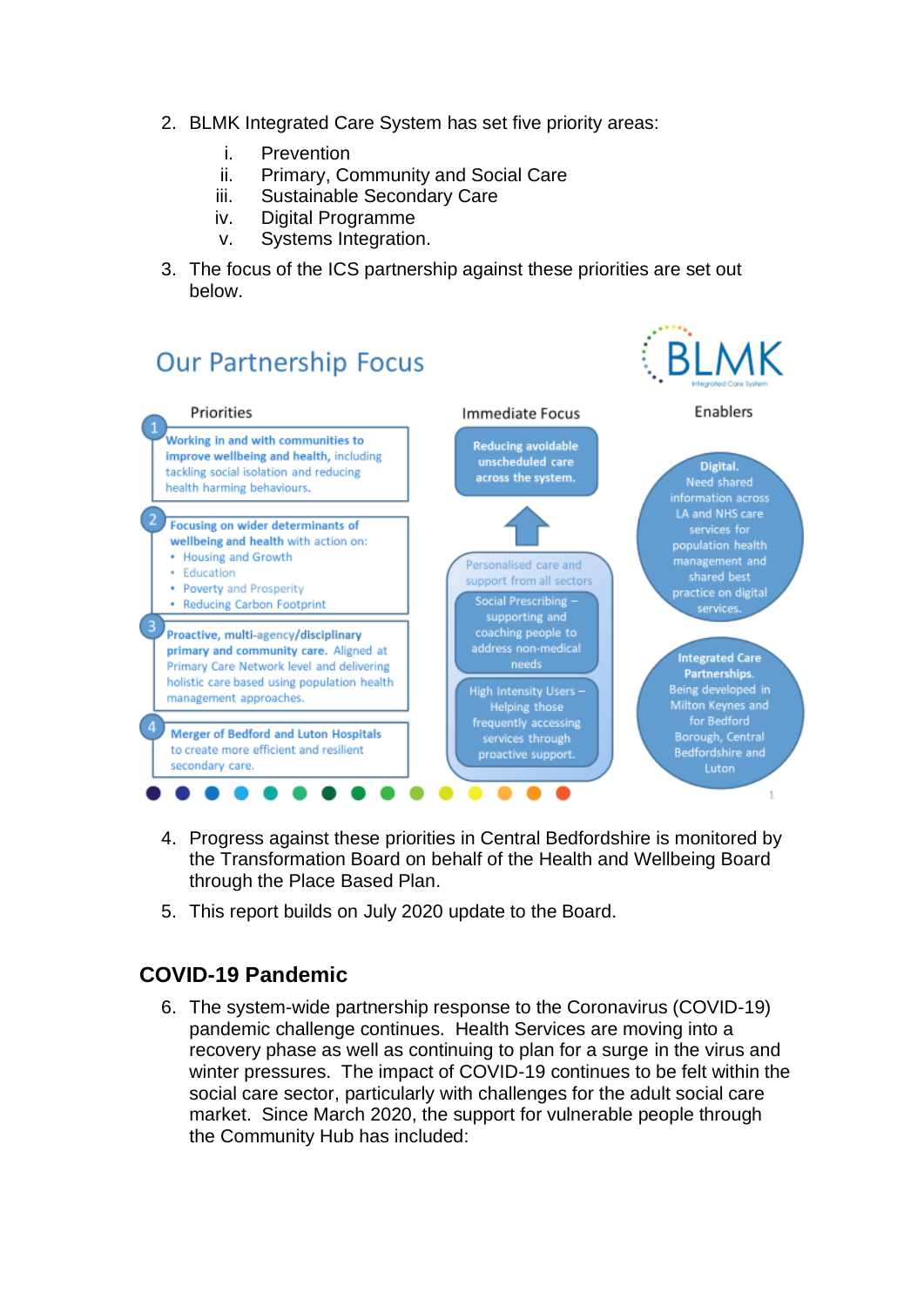2. BLMK Integrated Care System has set five priority areas:

    i. Prevention
    ii. Primary, Community and Social Care
    iii. Sustainable Secondary Care
    iv. Digital Programme
    v. Systems Integration.

3. The focus of the ICS partnership against these priorities are set out below.

## Our Partnership Focus

BLMK Integrated Care System

**Priorities**

1. **Working in and with communities to improve wellbeing and health,** including tackling social isolation and reducing health harming behaviours.
2. **Focusing on wider determinants of wellbeing and health** with action on:
    - Housing and Growth
    - Education
    - Poverty and Prosperity
    - Reducing Carbon Footprint
3. **Proactive, multi-agency/disciplinary primary and community care.** Aligned at Primary Care Network level and delivering holistic care based using population health management approaches.
4. **Merger of Bedford and Luton Hospitals** to create more efficient and resilient secondary care.

**Immediate Focus**

**Reducing avoidable unscheduled care across the system.**

Personalised care and support from all sectors

- Social Prescribing – supporting and coaching people to address non-medical needs
- High Intensity Users – Helping those frequently accessing services through proactive support.

**Enablers**

**Digital.** Need shared information across LA and NHS care services for population health management and shared best practice on digital services.

**Integrated Care Partnerships.** Being developed in Milton Keynes and for Bedford Borough, Central Bedfordshire and Luton

4. Progress against these priorities in Central Bedfordshire is monitored by the Transformation Board on behalf of the Health and Wellbeing Board through the Place Based Plan.

5. This report builds on July 2020 update to the Board.

## COVID-19 Pandemic

6. The system-wide partnership response to the Coronavirus (COVID-19) pandemic challenge continues. Health Services are moving into a recovery phase as well as continuing to plan for a surge in the virus and winter pressures. The impact of COVID-19 continues to be felt within the social care sector, particularly with challenges for the adult social care market. Since March 2020, the support for vulnerable people through the Community Hub has included: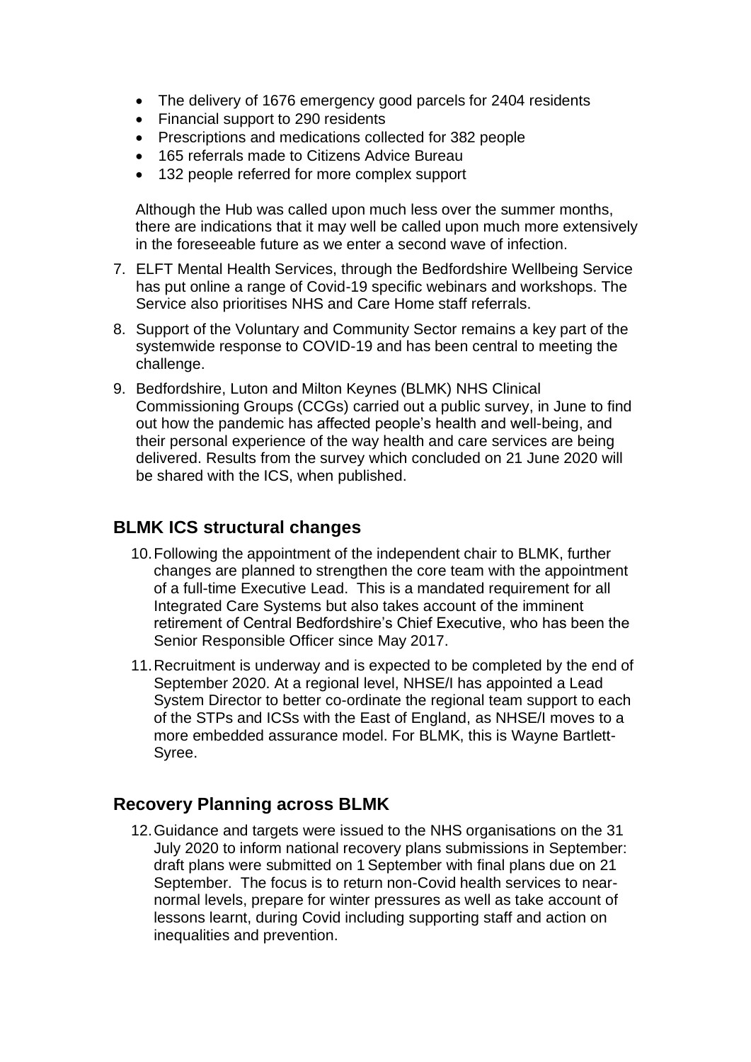- The delivery of 1676 emergency good parcels for 2404 residents
- Financial support to 290 residents
- Prescriptions and medications collected for 382 people
- 165 referrals made to Citizens Advice Bureau
- 132 people referred for more complex support

Although the Hub was called upon much less over the summer months, there are indications that it may well be called upon much more extensively in the foreseeable future as we enter a second wave of infection.

7. ELFT Mental Health Services, through the Bedfordshire Wellbeing Service has put online a range of Covid-19 specific webinars and workshops. The Service also prioritises NHS and Care Home staff referrals.

8. Support of the Voluntary and Community Sector remains a key part of the systemwide response to COVID-19 and has been central to meeting the challenge.

9. Bedfordshire, Luton and Milton Keynes (BLMK) NHS Clinical Commissioning Groups (CCGs) carried out a public survey, in June to find out how the pandemic has affected people's health and well-being, and their personal experience of the way health and care services are being delivered. Results from the survey which concluded on 21 June 2020 will be shared with the ICS, when published.

## BLMK ICS structural changes

10. Following the appointment of the independent chair to BLMK, further changes are planned to strengthen the core team with the appointment of a full-time Executive Lead. This is a mandated requirement for all Integrated Care Systems but also takes account of the imminent retirement of Central Bedfordshire's Chief Executive, who has been the Senior Responsible Officer since May 2017.

11. Recruitment is underway and is expected to be completed by the end of September 2020. At a regional level, NHSE/I has appointed a Lead System Director to better co-ordinate the regional team support to each of the STPs and ICSs with the East of England, as NHSE/I moves to a more embedded assurance model. For BLMK, this is Wayne Bartlett-Syree.

## Recovery Planning across BLMK

12. Guidance and targets were issued to the NHS organisations on the 31 July 2020 to inform national recovery plans submissions in September: draft plans were submitted on 1 September with final plans due on 21 September. The focus is to return non-Covid health services to near-normal levels, prepare for winter pressures as well as take account of lessons learnt, during Covid including supporting staff and action on inequalities and prevention.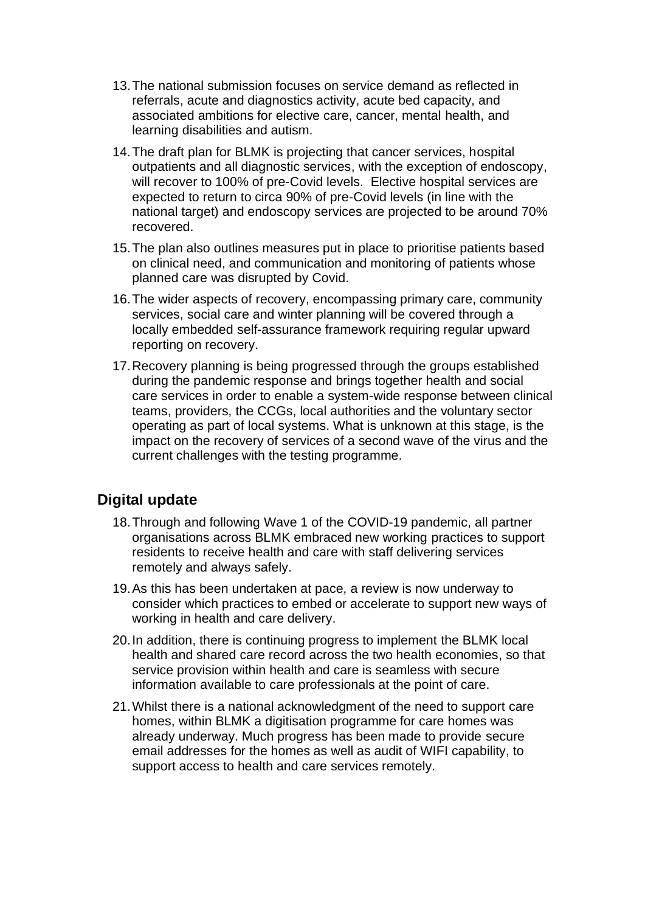13. The national submission focuses on service demand as reflected in referrals, acute and diagnostics activity, acute bed capacity, and associated ambitions for elective care, cancer, mental health, and learning disabilities and autism.

14. The draft plan for BLMK is projecting that cancer services, hospital outpatients and all diagnostic services, with the exception of endoscopy, will recover to 100% of pre-Covid levels. Elective hospital services are expected to return to circa 90% of pre-Covid levels (in line with the national target) and endoscopy services are projected to be around 70% recovered.

15. The plan also outlines measures put in place to prioritise patients based on clinical need, and communication and monitoring of patients whose planned care was disrupted by Covid.

16. The wider aspects of recovery, encompassing primary care, community services, social care and winter planning will be covered through a locally embedded self-assurance framework requiring regular upward reporting on recovery.

17. Recovery planning is being progressed through the groups established during the pandemic response and brings together health and social care services in order to enable a system-wide response between clinical teams, providers, the CCGs, local authorities and the voluntary sector operating as part of local systems. What is unknown at this stage, is the impact on the recovery of services of a second wave of the virus and the current challenges with the testing programme.

## Digital update

18. Through and following Wave 1 of the COVID-19 pandemic, all partner organisations across BLMK embraced new working practices to support residents to receive health and care with staff delivering services remotely and always safely.

19. As this has been undertaken at pace, a review is now underway to consider which practices to embed or accelerate to support new ways of working in health and care delivery.

20. In addition, there is continuing progress to implement the BLMK local health and shared care record across the two health economies, so that service provision within health and care is seamless with secure information available to care professionals at the point of care.

21. Whilst there is a national acknowledgment of the need to support care homes, within BLMK a digitisation programme for care homes was already underway. Much progress has been made to provide secure email addresses for the homes as well as audit of WIFI capability, to support access to health and care services remotely.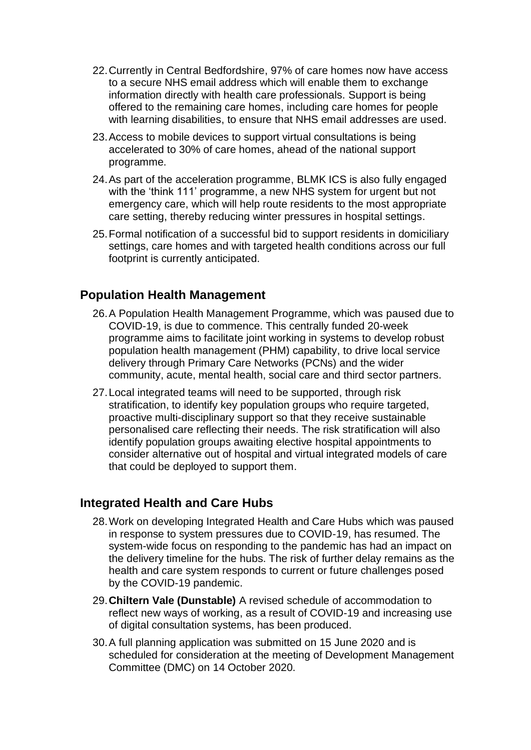22. Currently in Central Bedfordshire, 97% of care homes now have access to a secure NHS email address which will enable them to exchange information directly with health care professionals. Support is being offered to the remaining care homes, including care homes for people with learning disabilities, to ensure that NHS email addresses are used.

23. Access to mobile devices to support virtual consultations is being accelerated to 30% of care homes, ahead of the national support programme.

24. As part of the acceleration programme, BLMK ICS is also fully engaged with the 'think 111' programme, a new NHS system for urgent but not emergency care, which will help route residents to the most appropriate care setting, thereby reducing winter pressures in hospital settings.

25. Formal notification of a successful bid to support residents in domiciliary settings, care homes and with targeted health conditions across our full footprint is currently anticipated.

## Population Health Management

26. A Population Health Management Programme, which was paused due to COVID-19, is due to commence. This centrally funded 20-week programme aims to facilitate joint working in systems to develop robust population health management (PHM) capability, to drive local service delivery through Primary Care Networks (PCNs) and the wider community, acute, mental health, social care and third sector partners.

27. Local integrated teams will need to be supported, through risk stratification, to identify key population groups who require targeted, proactive multi-disciplinary support so that they receive sustainable personalised care reflecting their needs. The risk stratification will also identify population groups awaiting elective hospital appointments to consider alternative out of hospital and virtual integrated models of care that could be deployed to support them.

## Integrated Health and Care Hubs

28. Work on developing Integrated Health and Care Hubs which was paused in response to system pressures due to COVID-19, has resumed. The system-wide focus on responding to the pandemic has had an impact on the delivery timeline for the hubs. The risk of further delay remains as the health and care system responds to current or future challenges posed by the COVID-19 pandemic.

29. **Chiltern Vale (Dunstable)** A revised schedule of accommodation to reflect new ways of working, as a result of COVID-19 and increasing use of digital consultation systems, has been produced.

30. A full planning application was submitted on 15 June 2020 and is scheduled for consideration at the meeting of Development Management Committee (DMC) on 14 October 2020.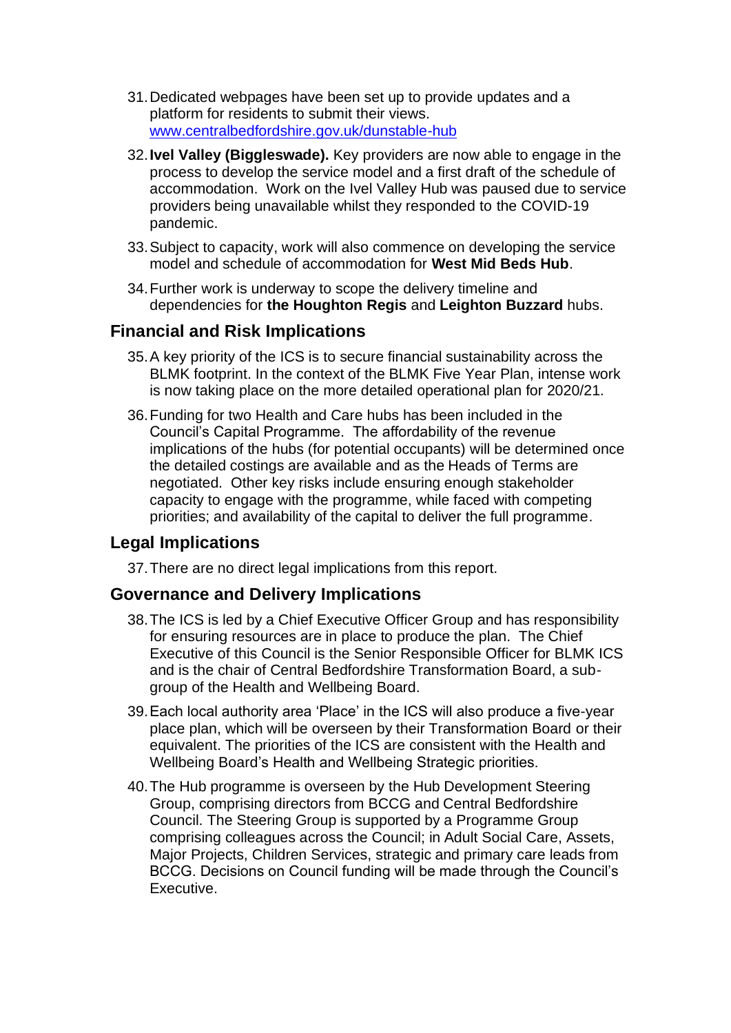31. Dedicated webpages have been set up to provide updates and a platform for residents to submit their views. [www.centralbedfordshire.gov.uk/dunstable-hub](http://www.centralbedfordshire.gov.uk/dunstable-hub)

32. **Ivel Valley (Biggleswade).** Key providers are now able to engage in the process to develop the service model and a first draft of the schedule of accommodation. Work on the Ivel Valley Hub was paused due to service providers being unavailable whilst they responded to the COVID-19 pandemic.

33. Subject to capacity, work will also commence on developing the service model and schedule of accommodation for **West Mid Beds Hub**.

34. Further work is underway to scope the delivery timeline and dependencies for **the Houghton Regis** and **Leighton Buzzard** hubs.

## Financial and Risk Implications

35. A key priority of the ICS is to secure financial sustainability across the BLMK footprint. In the context of the BLMK Five Year Plan, intense work is now taking place on the more detailed operational plan for 2020/21.

36. Funding for two Health and Care hubs has been included in the Council's Capital Programme. The affordability of the revenue implications of the hubs (for potential occupants) will be determined once the detailed costings are available and as the Heads of Terms are negotiated. Other key risks include ensuring enough stakeholder capacity to engage with the programme, while faced with competing priorities; and availability of the capital to deliver the full programme.

## Legal Implications

37. There are no direct legal implications from this report.

## Governance and Delivery Implications

38. The ICS is led by a Chief Executive Officer Group and has responsibility for ensuring resources are in place to produce the plan. The Chief Executive of this Council is the Senior Responsible Officer for BLMK ICS and is the chair of Central Bedfordshire Transformation Board, a sub-group of the Health and Wellbeing Board.

39. Each local authority area 'Place' in the ICS will also produce a five-year place plan, which will be overseen by their Transformation Board or their equivalent. The priorities of the ICS are consistent with the Health and Wellbeing Board's Health and Wellbeing Strategic priorities.

40. The Hub programme is overseen by the Hub Development Steering Group, comprising directors from BCCG and Central Bedfordshire Council. The Steering Group is supported by a Programme Group comprising colleagues across the Council; in Adult Social Care, Assets, Major Projects, Children Services, strategic and primary care leads from BCCG. Decisions on Council funding will be made through the Council's Executive.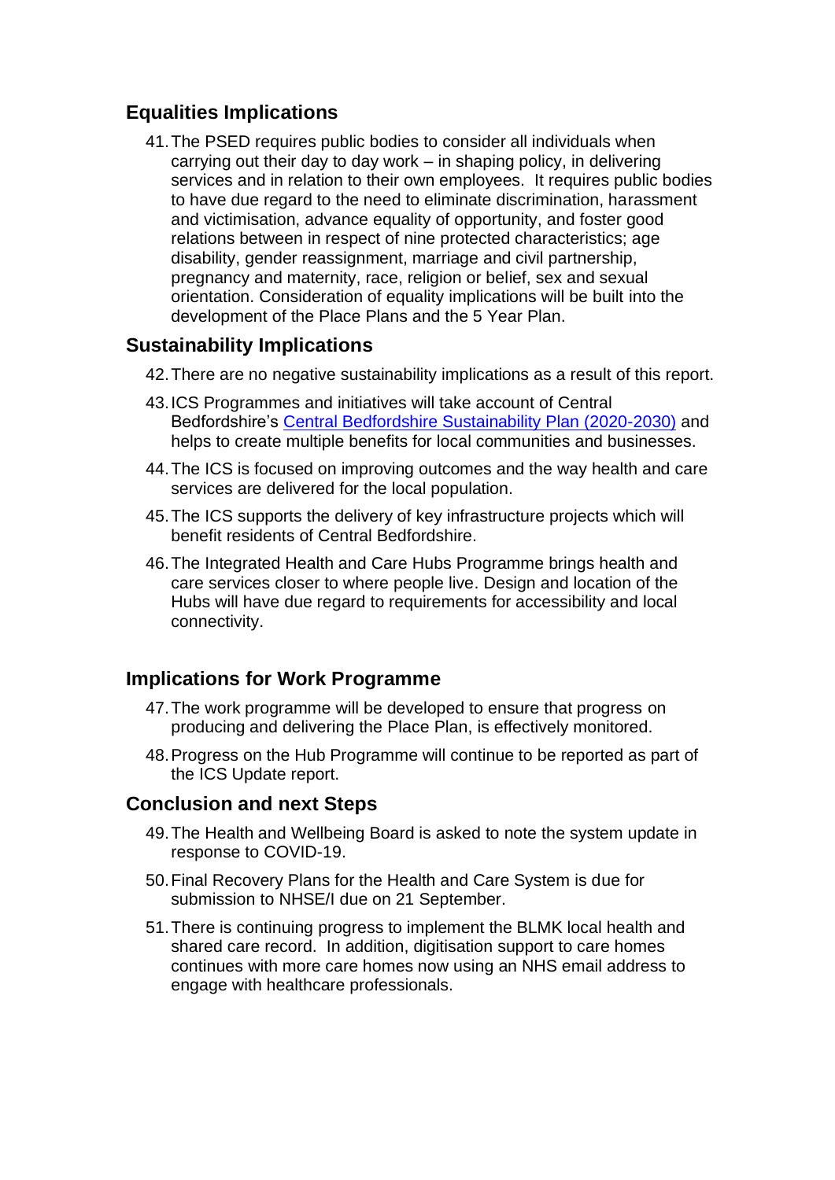## Equalities Implications

41. The PSED requires public bodies to consider all individuals when carrying out their day to day work – in shaping policy, in delivering services and in relation to their own employees. It requires public bodies to have due regard to the need to eliminate discrimination, harassment and victimisation, advance equality of opportunity, and foster good relations between in respect of nine protected characteristics; age disability, gender reassignment, marriage and civil partnership, pregnancy and maternity, race, religion or belief, sex and sexual orientation. Consideration of equality implications will be built into the development of the Place Plans and the 5 Year Plan.

## Sustainability Implications

42. There are no negative sustainability implications as a result of this report.
43. ICS Programmes and initiatives will take account of Central Bedfordshire's Central Bedfordshire Sustainability Plan (2020-2030) and helps to create multiple benefits for local communities and businesses.
44. The ICS is focused on improving outcomes and the way health and care services are delivered for the local population.
45. The ICS supports the delivery of key infrastructure projects which will benefit residents of Central Bedfordshire.
46. The Integrated Health and Care Hubs Programme brings health and care services closer to where people live. Design and location of the Hubs will have due regard to requirements for accessibility and local connectivity.

## Implications for Work Programme

47. The work programme will be developed to ensure that progress on producing and delivering the Place Plan, is effectively monitored.
48. Progress on the Hub Programme will continue to be reported as part of the ICS Update report.

## Conclusion and next Steps

49. The Health and Wellbeing Board is asked to note the system update in response to COVID-19.
50. Final Recovery Plans for the Health and Care System is due for submission to NHSE/I due on 21 September.
51. There is continuing progress to implement the BLMK local health and shared care record. In addition, digitisation support to care homes continues with more care homes now using an NHS email address to engage with healthcare professionals.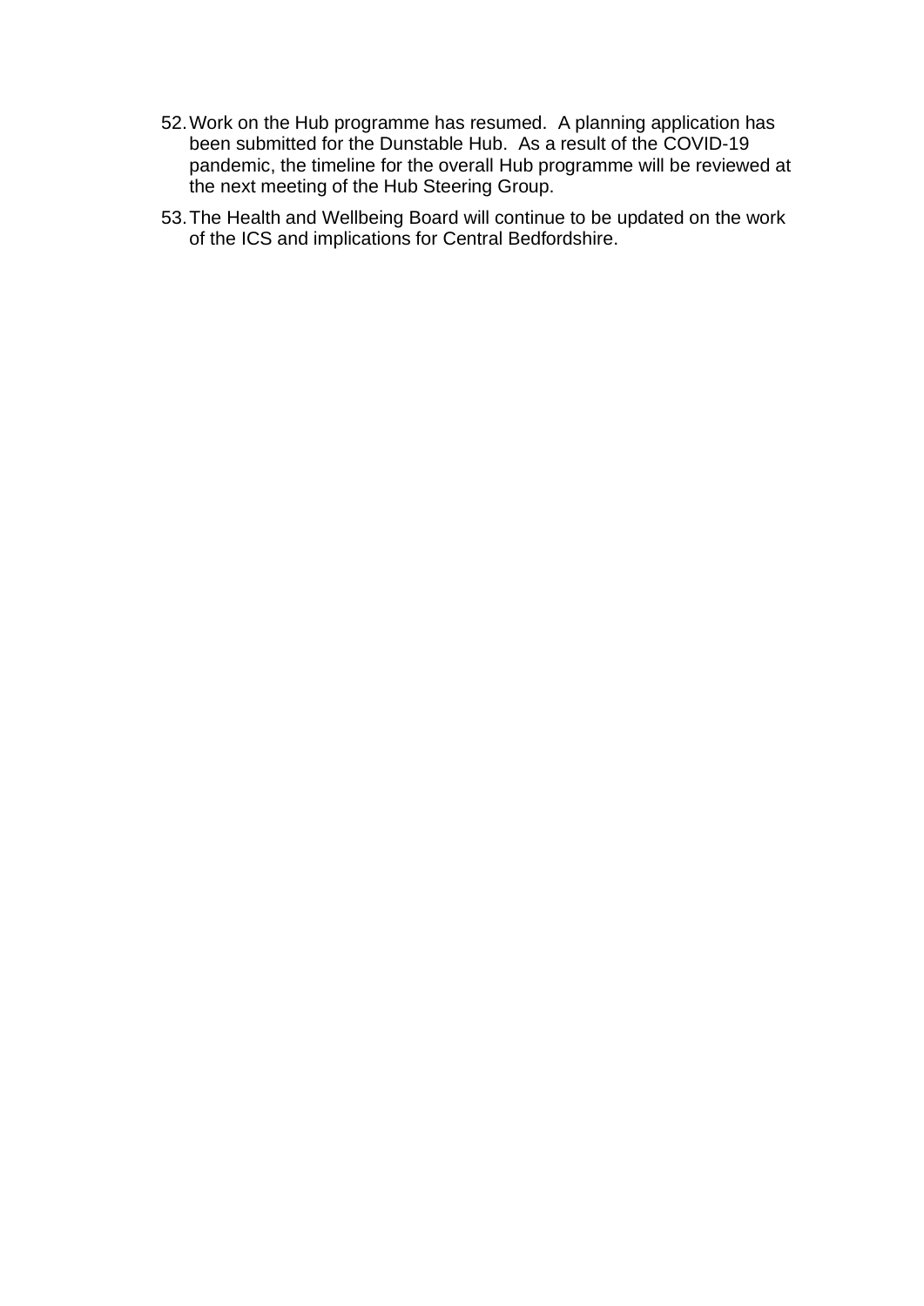52. Work on the Hub programme has resumed. A planning application has been submitted for the Dunstable Hub. As a result of the COVID-19 pandemic, the timeline for the overall Hub programme will be reviewed at the next meeting of the Hub Steering Group.

53. The Health and Wellbeing Board will continue to be updated on the work of the ICS and implications for Central Bedfordshire.